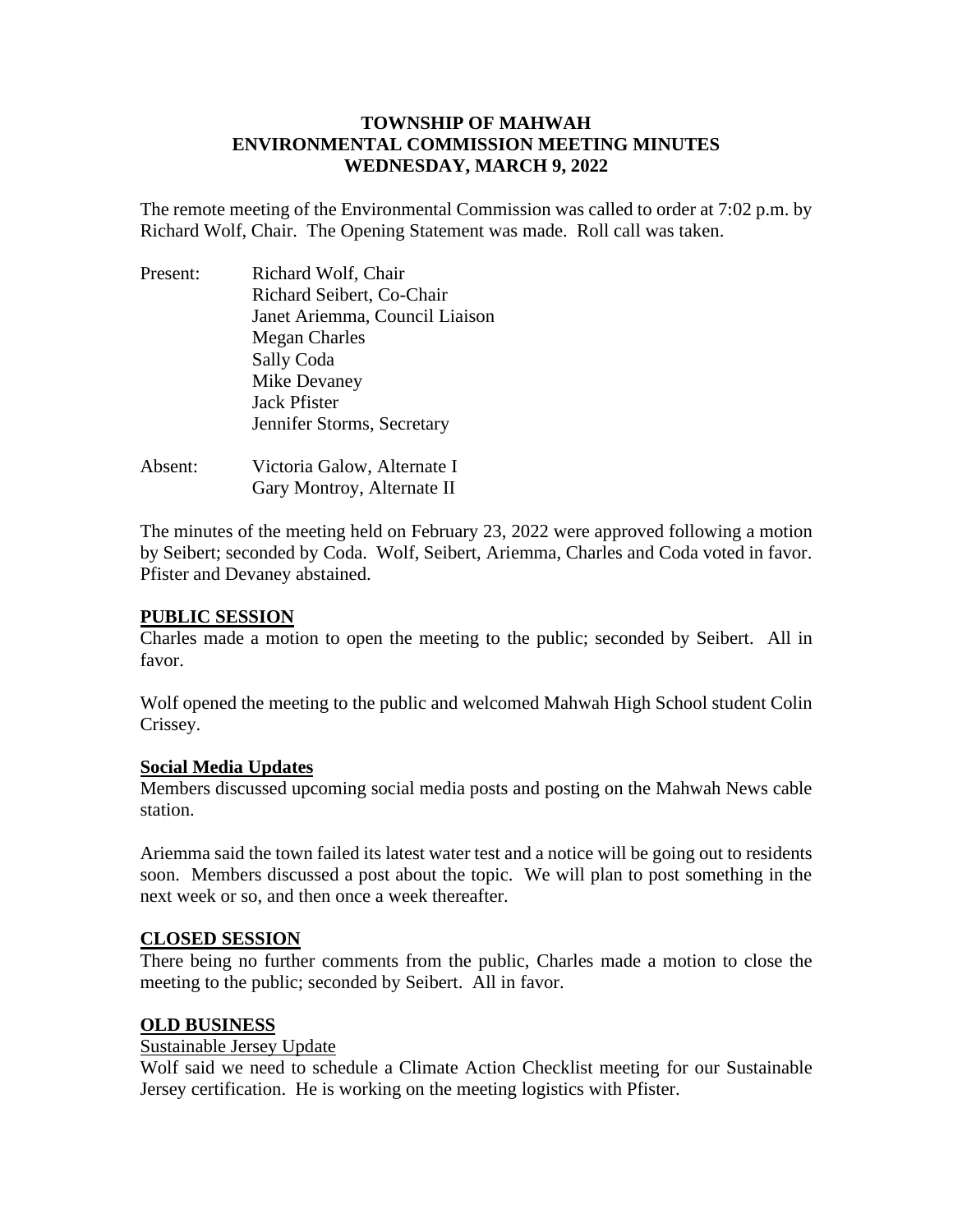# TOWNSHIP OF MAHWAH
# ENVIRONMENTAL COMMISSION MEETING MINUTES
# WEDNESDAY, MARCH 9, 2022

The remote meeting of the Environmental Commission was called to order at 7:02 p.m. by Richard Wolf, Chair. The Opening Statement was made. Roll call was taken.

Present: Richard Wolf, Chair
Richard Seibert, Co-Chair
Janet Ariemma, Council Liaison
Megan Charles
Sally Coda
Mike Devaney
Jack Pfister
Jennifer Storms, Secretary

Absent: Victoria Galow, Alternate I
Gary Montroy, Alternate II

The minutes of the meeting held on February 23, 2022 were approved following a motion by Seibert; seconded by Coda. Wolf, Seibert, Ariemma, Charles and Coda voted in favor. Pfister and Devaney abstained.

## PUBLIC SESSION

Charles made a motion to open the meeting to the public; seconded by Seibert. All in favor.

Wolf opened the meeting to the public and welcomed Mahwah High School student Colin Crissey.

## Social Media Updates

Members discussed upcoming social media posts and posting on the Mahwah News cable station.

Ariemma said the town failed its latest water test and a notice will be going out to residents soon. Members discussed a post about the topic. We will plan to post something in the next week or so, and then once a week thereafter.

## CLOSED SESSION

There being no further comments from the public, Charles made a motion to close the meeting to the public; seconded by Seibert. All in favor.

## OLD BUSINESS

### Sustainable Jersey Update

Wolf said we need to schedule a Climate Action Checklist meeting for our Sustainable Jersey certification. He is working on the meeting logistics with Pfister.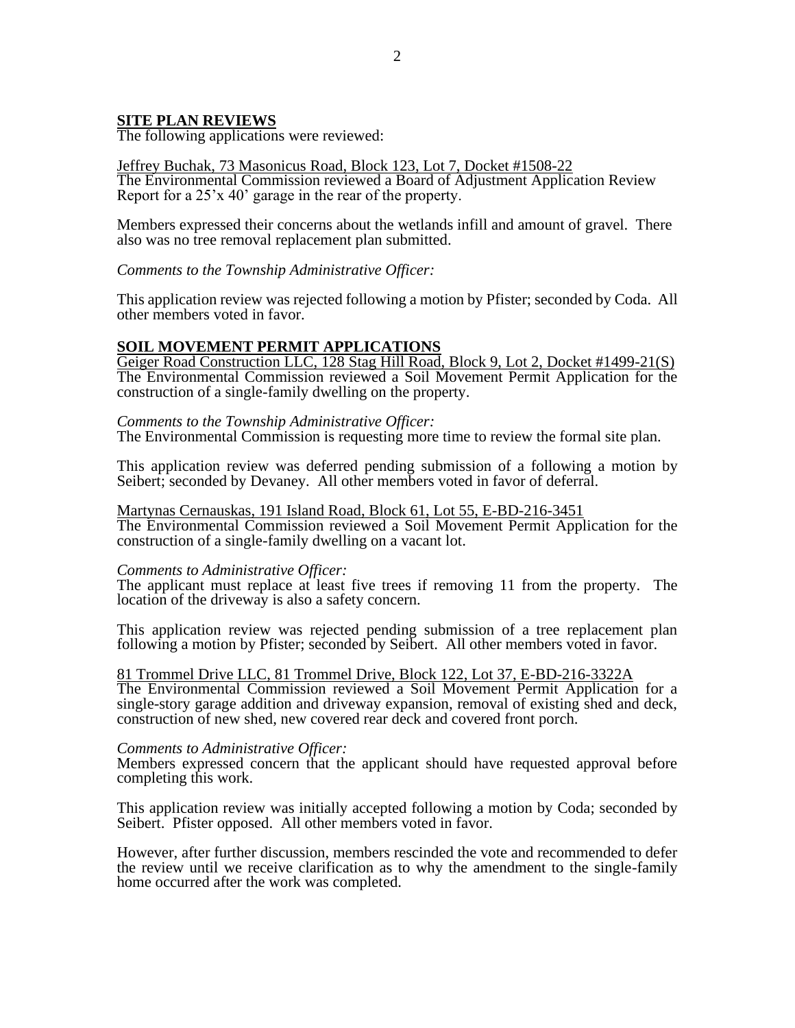## SITE PLAN REVIEWS

The following applications were reviewed:

Jeffrey Buchak, 73 Masonicus Road, Block 123, Lot 7, Docket #1508-22

The Environmental Commission reviewed a Board of Adjustment Application Review Report for a 25'x 40' garage in the rear of the property.

Members expressed their concerns about the wetlands infill and amount of gravel. There also was no tree removal replacement plan submitted.

*Comments to the Township Administrative Officer:*

This application review was rejected following a motion by Pfister; seconded by Coda. All other members voted in favor.

## SOIL MOVEMENT PERMIT APPLICATIONS

Geiger Road Construction LLC, 128 Stag Hill Road, Block 9, Lot 2, Docket #1499-21(S)

The Environmental Commission reviewed a Soil Movement Permit Application for the construction of a single-family dwelling on the property.

*Comments to the Township Administrative Officer:*

The Environmental Commission is requesting more time to review the formal site plan.

This application review was deferred pending submission of a following a motion by Seibert; seconded by Devaney. All other members voted in favor of deferral.

Martynas Cernauskas, 191 Island Road, Block 61, Lot 55, E-BD-216-3451

The Environmental Commission reviewed a Soil Movement Permit Application for the construction of a single-family dwelling on a vacant lot.

*Comments to Administrative Officer:*

The applicant must replace at least five trees if removing 11 from the property. The location of the driveway is also a safety concern.

This application review was rejected pending submission of a tree replacement plan following a motion by Pfister; seconded by Seibert. All other members voted in favor.

81 Trommel Drive LLC, 81 Trommel Drive, Block 122, Lot 37, E-BD-216-3322A

The Environmental Commission reviewed a Soil Movement Permit Application for a single-story garage addition and driveway expansion, removal of existing shed and deck, construction of new shed, new covered rear deck and covered front porch.

*Comments to Administrative Officer:*

Members expressed concern that the applicant should have requested approval before completing this work.

This application review was initially accepted following a motion by Coda; seconded by Seibert. Pfister opposed. All other members voted in favor.

However, after further discussion, members rescinded the vote and recommended to defer the review until we receive clarification as to why the amendment to the single-family home occurred after the work was completed.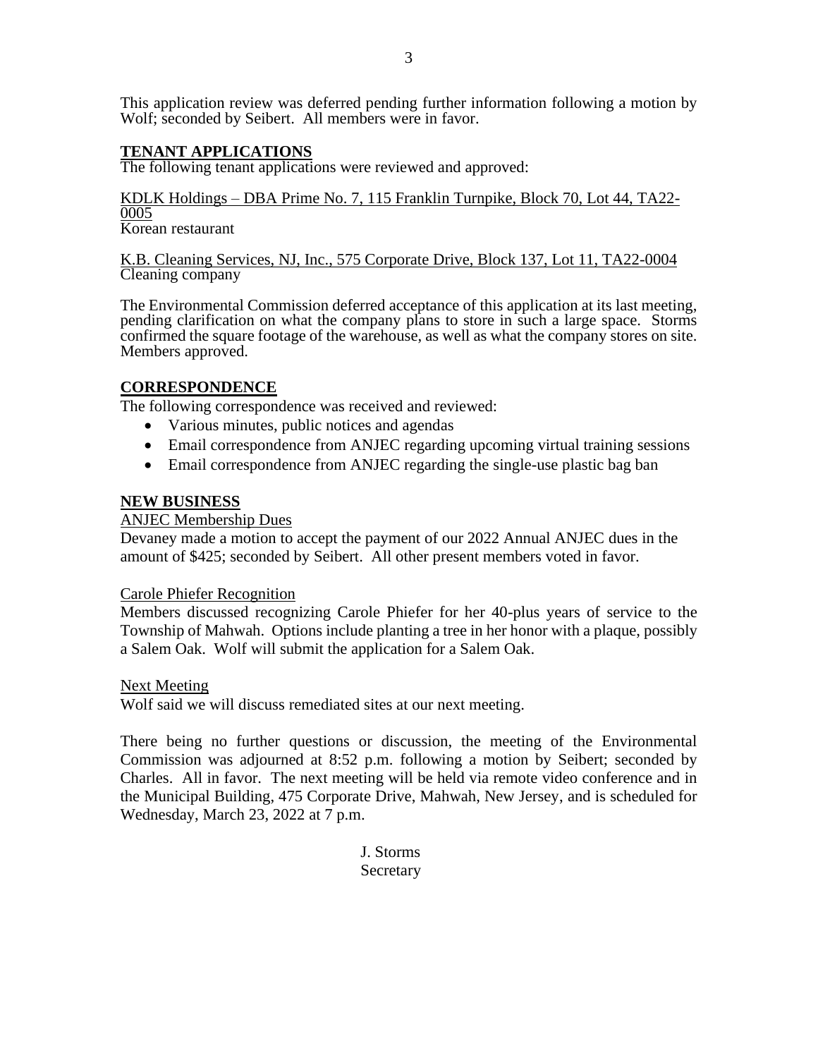This application review was deferred pending further information following a motion by Wolf; seconded by Seibert. All members were in favor.

## TENANT APPLICATIONS

The following tenant applications were reviewed and approved:

KDLK Holdings – DBA Prime No. 7, 115 Franklin Turnpike, Block 70, Lot 44, TA22-0005
Korean restaurant

K.B. Cleaning Services, NJ, Inc., 575 Corporate Drive, Block 137, Lot 11, TA22-0004
Cleaning company

The Environmental Commission deferred acceptance of this application at its last meeting, pending clarification on what the company plans to store in such a large space. Storms confirmed the square footage of the warehouse, as well as what the company stores on site. Members approved.

## CORRESPONDENCE

The following correspondence was received and reviewed:

- Various minutes, public notices and agendas
- Email correspondence from ANJEC regarding upcoming virtual training sessions
- Email correspondence from ANJEC regarding the single-use plastic bag ban

## NEW BUSINESS

ANJEC Membership Dues

Devaney made a motion to accept the payment of our 2022 Annual ANJEC dues in the amount of $425; seconded by Seibert. All other present members voted in favor.

Carole Phiefer Recognition

Members discussed recognizing Carole Phiefer for her 40-plus years of service to the Township of Mahwah. Options include planting a tree in her honor with a plaque, possibly a Salem Oak. Wolf will submit the application for a Salem Oak.

Next Meeting

Wolf said we will discuss remediated sites at our next meeting.

There being no further questions or discussion, the meeting of the Environmental Commission was adjourned at 8:52 p.m. following a motion by Seibert; seconded by Charles. All in favor. The next meeting will be held via remote video conference and in the Municipal Building, 475 Corporate Drive, Mahwah, New Jersey, and is scheduled for Wednesday, March 23, 2022 at 7 p.m.

J. Storms
Secretary